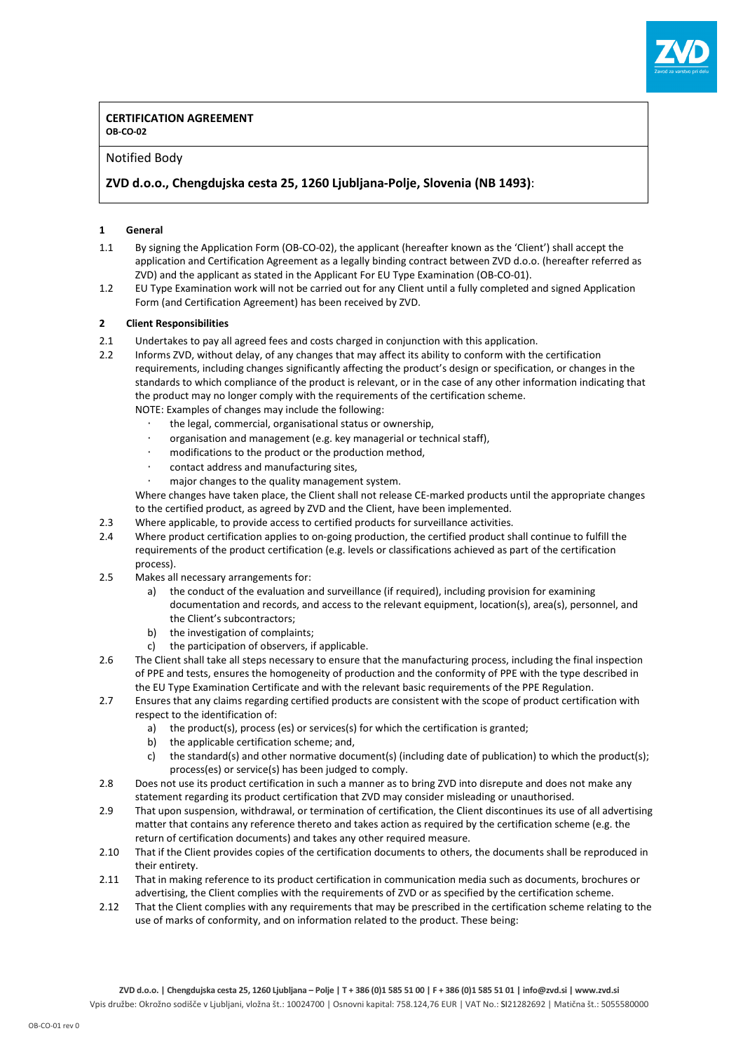**CERTIFICATION AGREEMENT**
**OB-CO-02**

Notified Body

**ZVD d.o.o., Chengdujska cesta 25, 1260 Ljubljana-Polje, Slovenia (NB 1493)**:

## 1 General

1.1 By signing the Application Form (OB-CO-02), the applicant (hereafter known as the 'Client') shall accept the application and Certification Agreement as a legally binding contract between ZVD d.o.o. (hereafter referred as ZVD) and the applicant as stated in the Applicant For EU Type Examination (OB-CO-01).

1.2 EU Type Examination work will not be carried out for any Client until a fully completed and signed Application Form (and Certification Agreement) has been received by ZVD.

## 2 Client Responsibilities

2.1 Undertakes to pay all agreed fees and costs charged in conjunction with this application.

2.2 Informs ZVD, without delay, of any changes that may affect its ability to conform with the certification requirements, including changes significantly affecting the product's design or specification, or changes in the standards to which compliance of the product is relevant, or in the case of any other information indicating that the product may no longer comply with the requirements of the certification scheme.
NOTE: Examples of changes may include the following:
- the legal, commercial, organisational status or ownership,
- organisation and management (e.g. key managerial or technical staff),
- modifications to the product or the production method,
- contact address and manufacturing sites,
- major changes to the quality management system.

Where changes have taken place, the Client shall not release CE-marked products until the appropriate changes to the certified product, as agreed by ZVD and the Client, have been implemented.

2.3 Where applicable, to provide access to certified products for surveillance activities.

2.4 Where product certification applies to on-going production, the certified product shall continue to fulfill the requirements of the product certification (e.g. levels or classifications achieved as part of the certification process).

2.5 Makes all necessary arrangements for:
a) the conduct of the evaluation and surveillance (if required), including provision for examining documentation and records, and access to the relevant equipment, location(s), area(s), personnel, and the Client's subcontractors;
b) the investigation of complaints;
c) the participation of observers, if applicable.

2.6 The Client shall take all steps necessary to ensure that the manufacturing process, including the final inspection of PPE and tests, ensures the homogeneity of production and the conformity of PPE with the type described in the EU Type Examination Certificate and with the relevant basic requirements of the PPE Regulation.

2.7 Ensures that any claims regarding certified products are consistent with the scope of product certification with respect to the identification of:
a) the product(s), process (es) or services(s) for which the certification is granted;
b) the applicable certification scheme; and,
c) the standard(s) and other normative document(s) (including date of publication) to which the product(s); process(es) or service(s) has been judged to comply.

2.8 Does not use its product certification in such a manner as to bring ZVD into disrepute and does not make any statement regarding its product certification that ZVD may consider misleading or unauthorised.

2.9 That upon suspension, withdrawal, or termination of certification, the Client discontinues its use of all advertising matter that contains any reference thereto and takes action as required by the certification scheme (e.g. the return of certification documents) and takes any other required measure.

2.10 That if the Client provides copies of the certification documents to others, the documents shall be reproduced in their entirety.

2.11 That in making reference to its product certification in communication media such as documents, brochures or advertising, the Client complies with the requirements of ZVD or as specified by the certification scheme.

2.12 That the Client complies with any requirements that may be prescribed in the certification scheme relating to the use of marks of conformity, and on information related to the product. These being: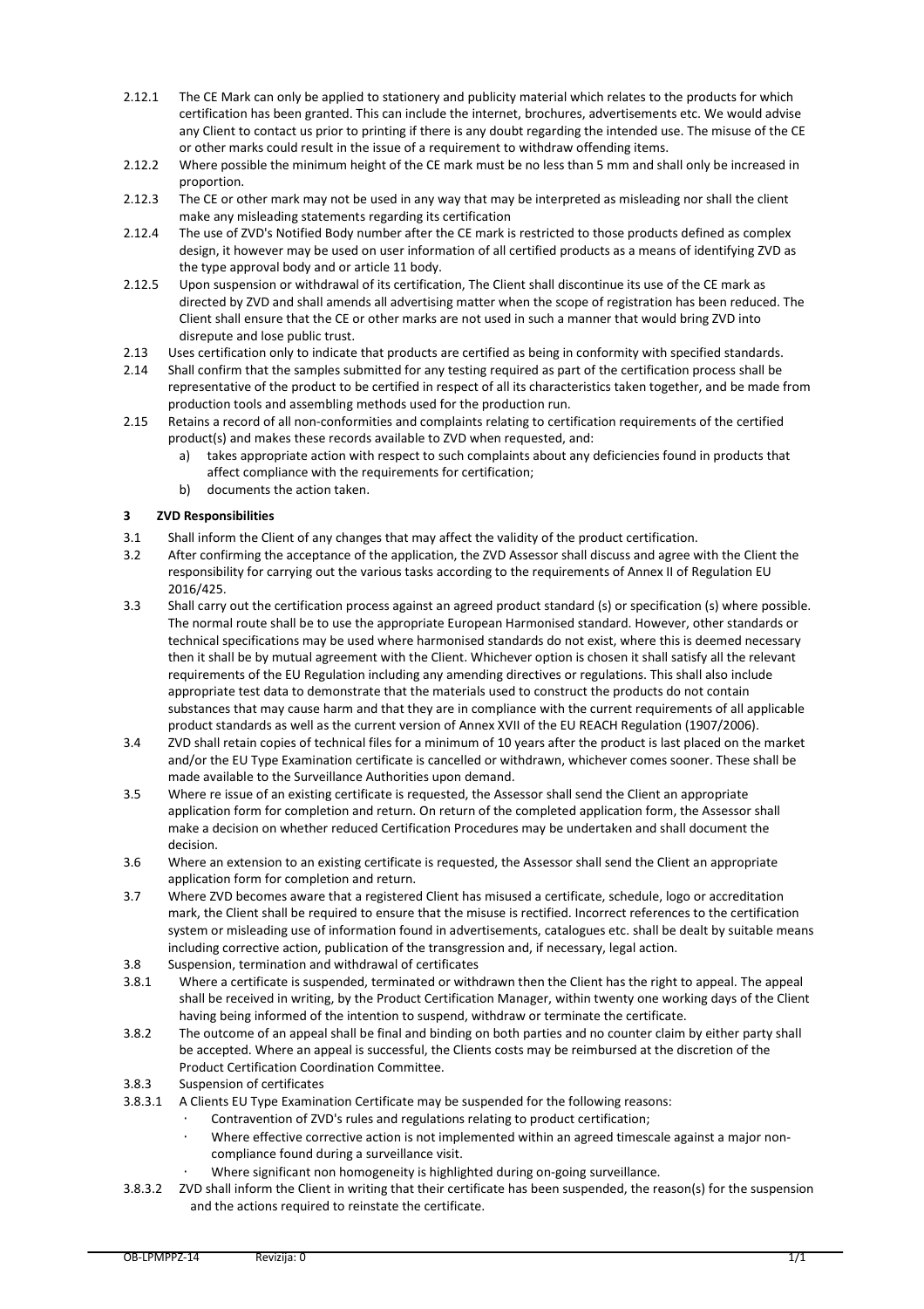2.12.1 The CE Mark can only be applied to stationery and publicity material which relates to the products for which certification has been granted. This can include the internet, brochures, advertisements etc. We would advise any Client to contact us prior to printing if there is any doubt regarding the intended use. The misuse of the CE or other marks could result in the issue of a requirement to withdraw offending items.

2.12.2 Where possible the minimum height of the CE mark must be no less than 5 mm and shall only be increased in proportion.

2.12.3 The CE or other mark may not be used in any way that may be interpreted as misleading nor shall the client make any misleading statements regarding its certification

2.12.4 The use of ZVD's Notified Body number after the CE mark is restricted to those products defined as complex design, it however may be used on user information of all certified products as a means of identifying ZVD as the type approval body and or article 11 body.

2.12.5 Upon suspension or withdrawal of its certification, The Client shall discontinue its use of the CE mark as directed by ZVD and shall amends all advertising matter when the scope of registration has been reduced. The Client shall ensure that the CE or other marks are not used in such a manner that would bring ZVD into disrepute and lose public trust.

2.13 Uses certification only to indicate that products are certified as being in conformity with specified standards.

2.14 Shall confirm that the samples submitted for any testing required as part of the certification process shall be representative of the product to be certified in respect of all its characteristics taken together, and be made from production tools and assembling methods used for the production run.

2.15 Retains a record of all non-conformities and complaints relating to certification requirements of the certified product(s) and makes these records available to ZVD when requested, and:

a) takes appropriate action with respect to such complaints about any deficiencies found in products that affect compliance with the requirements for certification;
b) documents the action taken.

## 3 ZVD Responsibilities

3.1 Shall inform the Client of any changes that may affect the validity of the product certification.

3.2 After confirming the acceptance of the application, the ZVD Assessor shall discuss and agree with the Client the responsibility for carrying out the various tasks according to the requirements of Annex II of Regulation EU 2016/425.

3.3 Shall carry out the certification process against an agreed product standard (s) or specification (s) where possible. The normal route shall be to use the appropriate European Harmonised standard. However, other standards or technical specifications may be used where harmonised standards do not exist, where this is deemed necessary then it shall be by mutual agreement with the Client. Whichever option is chosen it shall satisfy all the relevant requirements of the EU Regulation including any amending directives or regulations. This shall also include appropriate test data to demonstrate that the materials used to construct the products do not contain substances that may cause harm and that they are in compliance with the current requirements of all applicable product standards as well as the current version of Annex XVII of the EU REACH Regulation (1907/2006).

3.4 ZVD shall retain copies of technical files for a minimum of 10 years after the product is last placed on the market and/or the EU Type Examination certificate is cancelled or withdrawn, whichever comes sooner. These shall be made available to the Surveillance Authorities upon demand.

3.5 Where re issue of an existing certificate is requested, the Assessor shall send the Client an appropriate application form for completion and return. On return of the completed application form, the Assessor shall make a decision on whether reduced Certification Procedures may be undertaken and shall document the decision.

3.6 Where an extension to an existing certificate is requested, the Assessor shall send the Client an appropriate application form for completion and return.

3.7 Where ZVD becomes aware that a registered Client has misused a certificate, schedule, logo or accreditation mark, the Client shall be required to ensure that the misuse is rectified. Incorrect references to the certification system or misleading use of information found in advertisements, catalogues etc. shall be dealt by suitable means including corrective action, publication of the transgression and, if necessary, legal action.

3.8 Suspension, termination and withdrawal of certificates

3.8.1 Where a certificate is suspended, terminated or withdrawn then the Client has the right to appeal. The appeal shall be received in writing, by the Product Certification Manager, within twenty one working days of the Client having being informed of the intention to suspend, withdraw or terminate the certificate.

3.8.2 The outcome of an appeal shall be final and binding on both parties and no counter claim by either party shall be accepted. Where an appeal is successful, the Clients costs may be reimbursed at the discretion of the Product Certification Coordination Committee.

3.8.3 Suspension of certificates

3.8.3.1 A Clients EU Type Examination Certificate may be suspended for the following reasons:

- Contravention of ZVD's rules and regulations relating to product certification;
- Where effective corrective action is not implemented within an agreed timescale against a major non-compliance found during a surveillance visit.
- Where significant non homogeneity is highlighted during on-going surveillance.

3.8.3.2 ZVD shall inform the Client in writing that their certificate has been suspended, the reason(s) for the suspension and the actions required to reinstate the certificate.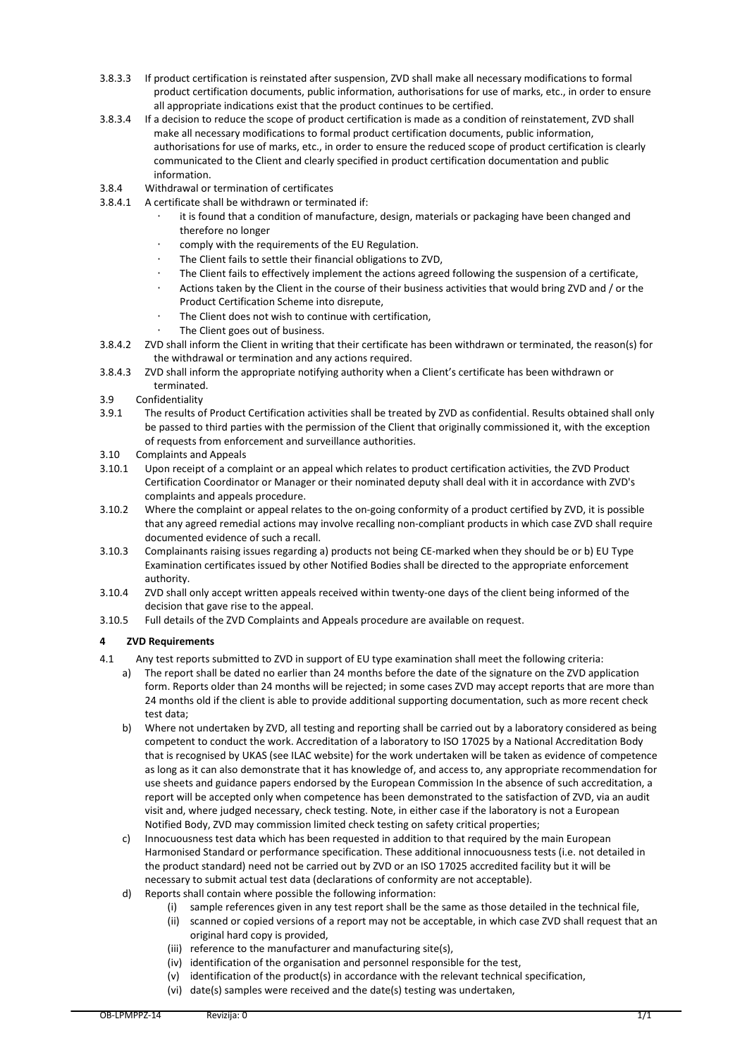3.8.3.3 If product certification is reinstated after suspension, ZVD shall make all necessary modifications to formal product certification documents, public information, authorisations for use of marks, etc., in order to ensure all appropriate indications exist that the product continues to be certified.

3.8.3.4 If a decision to reduce the scope of product certification is made as a condition of reinstatement, ZVD shall make all necessary modifications to formal product certification documents, public information, authorisations for use of marks, etc., in order to ensure the reduced scope of product certification is clearly communicated to the Client and clearly specified in product certification documentation and public information.

3.8.4 Withdrawal or termination of certificates

3.8.4.1 A certificate shall be withdrawn or terminated if:

- it is found that a condition of manufacture, design, materials or packaging have been changed and therefore no longer
- comply with the requirements of the EU Regulation.
- The Client fails to settle their financial obligations to ZVD,
- The Client fails to effectively implement the actions agreed following the suspension of a certificate,
- Actions taken by the Client in the course of their business activities that would bring ZVD and / or the Product Certification Scheme into disrepute,
- The Client does not wish to continue with certification,
- The Client goes out of business.

3.8.4.2 ZVD shall inform the Client in writing that their certificate has been withdrawn or terminated, the reason(s) for the withdrawal or termination and any actions required.

3.8.4.3 ZVD shall inform the appropriate notifying authority when a Client's certificate has been withdrawn or terminated.

3.9 Confidentiality

3.9.1 The results of Product Certification activities shall be treated by ZVD as confidential. Results obtained shall only be passed to third parties with the permission of the Client that originally commissioned it, with the exception of requests from enforcement and surveillance authorities.

3.10 Complaints and Appeals

3.10.1 Upon receipt of a complaint or an appeal which relates to product certification activities, the ZVD Product Certification Coordinator or Manager or their nominated deputy shall deal with it in accordance with ZVD's complaints and appeals procedure.

3.10.2 Where the complaint or appeal relates to the on-going conformity of a product certified by ZVD, it is possible that any agreed remedial actions may involve recalling non-compliant products in which case ZVD shall require documented evidence of such a recall.

3.10.3 Complainants raising issues regarding a) products not being CE-marked when they should be or b) EU Type Examination certificates issued by other Notified Bodies shall be directed to the appropriate enforcement authority.

3.10.4 ZVD shall only accept written appeals received within twenty-one days of the client being informed of the decision that gave rise to the appeal.

3.10.5 Full details of the ZVD Complaints and Appeals procedure are available on request.

## 4 ZVD Requirements

4.1 Any test reports submitted to ZVD in support of EU type examination shall meet the following criteria:

a) The report shall be dated no earlier than 24 months before the date of the signature on the ZVD application form. Reports older than 24 months will be rejected; in some cases ZVD may accept reports that are more than 24 months old if the client is able to provide additional supporting documentation, such as more recent check test data;

b) Where not undertaken by ZVD, all testing and reporting shall be carried out by a laboratory considered as being competent to conduct the work. Accreditation of a laboratory to ISO 17025 by a National Accreditation Body that is recognised by UKAS (see ILAC website) for the work undertaken will be taken as evidence of competence as long as it can also demonstrate that it has knowledge of, and access to, any appropriate recommendation for use sheets and guidance papers endorsed by the European Commission In the absence of such accreditation, a report will be accepted only when competence has been demonstrated to the satisfaction of ZVD, via an audit visit and, where judged necessary, check testing. Note, in either case if the laboratory is not a European Notified Body, ZVD may commission limited check testing on safety critical properties;

c) Innocuousness test data which has been requested in addition to that required by the main European Harmonised Standard or performance specification. These additional innocuousness tests (i.e. not detailed in the product standard) need not be carried out by ZVD or an ISO 17025 accredited facility but it will be necessary to submit actual test data (declarations of conformity are not acceptable).

d) Reports shall contain where possible the following information:

(i) sample references given in any test report shall be the same as those detailed in the technical file,
(ii) scanned or copied versions of a report may not be acceptable, in which case ZVD shall request that an original hard copy is provided,
(iii) reference to the manufacturer and manufacturing site(s),
(iv) identification of the organisation and personnel responsible for the test,
(v) identification of the product(s) in accordance with the relevant technical specification,
(vi) date(s) samples were received and the date(s) testing was undertaken,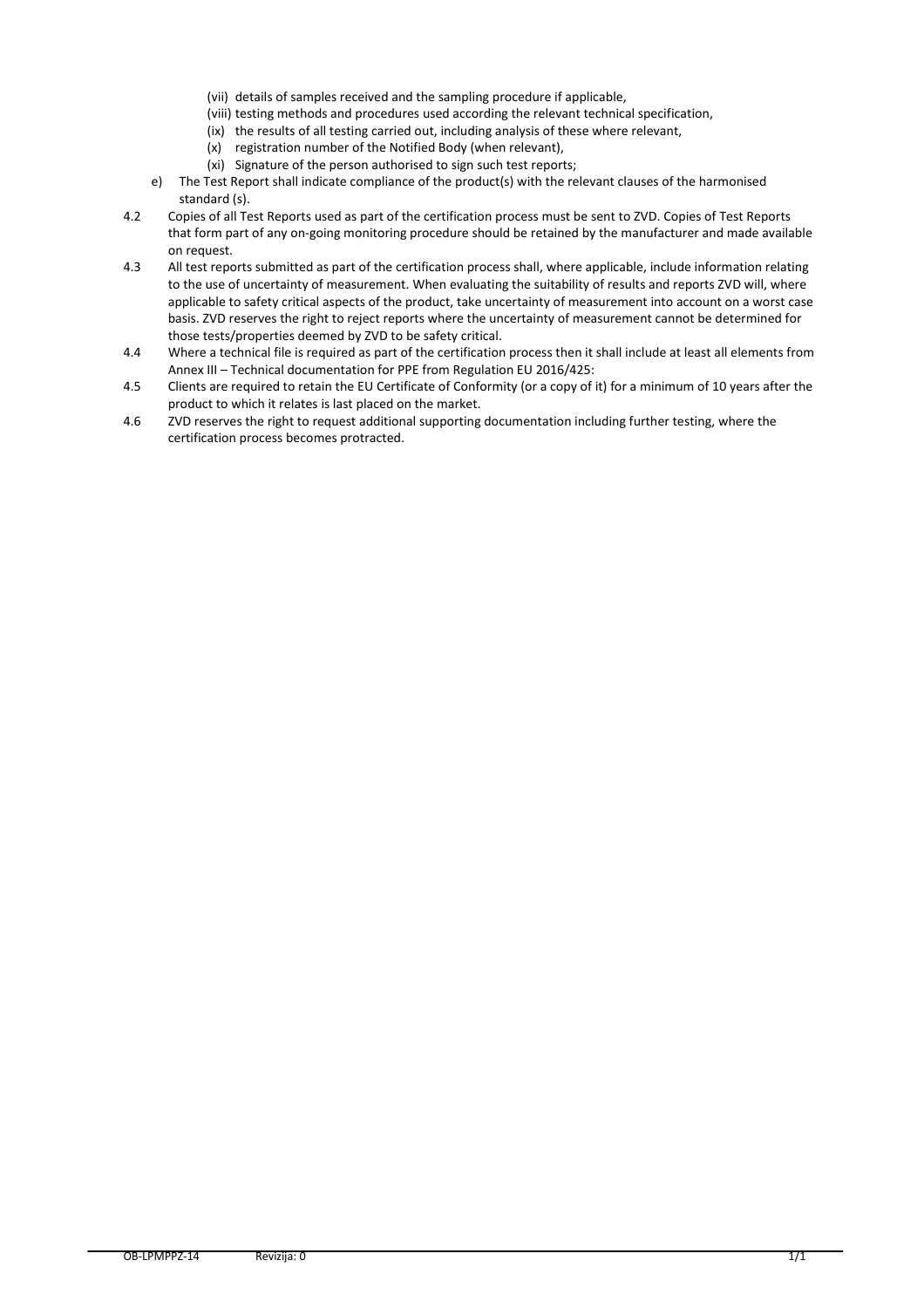(vii) details of samples received and the sampling procedure if applicable,

(viii) testing methods and procedures used according the relevant technical specification,

(ix) the results of all testing carried out, including analysis of these where relevant,

(x) registration number of the Notified Body (when relevant),

(xi) Signature of the person authorised to sign such test reports;

e) The Test Report shall indicate compliance of the product(s) with the relevant clauses of the harmonised standard (s).

4.2 Copies of all Test Reports used as part of the certification process must be sent to ZVD. Copies of Test Reports that form part of any on-going monitoring procedure should be retained by the manufacturer and made available on request.

4.3 All test reports submitted as part of the certification process shall, where applicable, include information relating to the use of uncertainty of measurement. When evaluating the suitability of results and reports ZVD will, where applicable to safety critical aspects of the product, take uncertainty of measurement into account on a worst case basis. ZVD reserves the right to reject reports where the uncertainty of measurement cannot be determined for those tests/properties deemed by ZVD to be safety critical.

4.4 Where a technical file is required as part of the certification process then it shall include at least all elements from Annex III – Technical documentation for PPE from Regulation EU 2016/425:

4.5 Clients are required to retain the EU Certificate of Conformity (or a copy of it) for a minimum of 10 years after the product to which it relates is last placed on the market.

4.6 ZVD reserves the right to request additional supporting documentation including further testing, where the certification process becomes protracted.